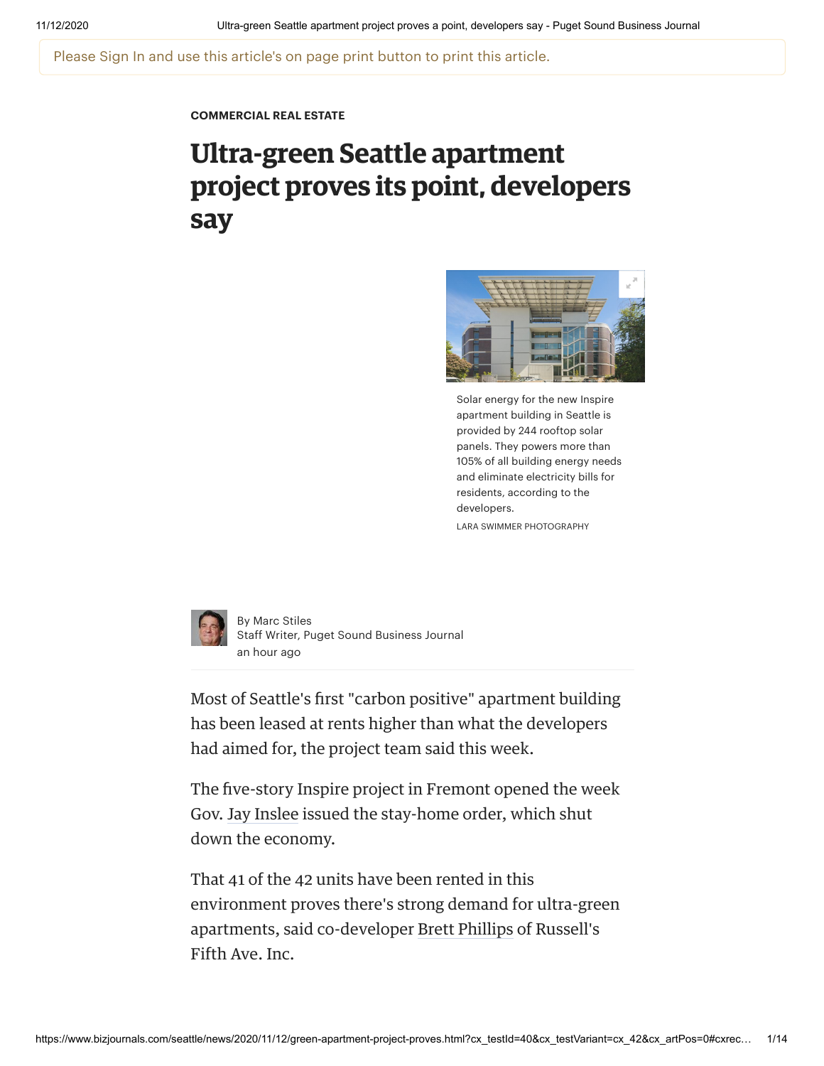Please Sign In and use this article's on page print button to print this article.

COMMERCIAL REAL ESTATE

# Ultra-green Seattle apartment project proves its point, developers say

Solar energy for the new Inspire apartment building in Seattle is provided by 244 rooftop solar panels. They powers more than 105% of all building energy needs and eliminate electricity bills for residents, according to the developers.

LARA SWIMMER PHOTOGRAPHY

By Marc Stiles
Staff Writer, Puget Sound Business Journal
an hour ago

Most of Seattle's first "carbon positive" apartment building has been leased at rents higher than what the developers had aimed for, the project team said this week.

The five-story Inspire project in Fremont opened the week Gov. Jay Inslee issued the stay-home order, which shut down the economy.

That 41 of the 42 units have been rented in this environment proves there's strong demand for ultra-green apartments, said co-developer Brett Phillips of Russell's Fifth Ave. Inc.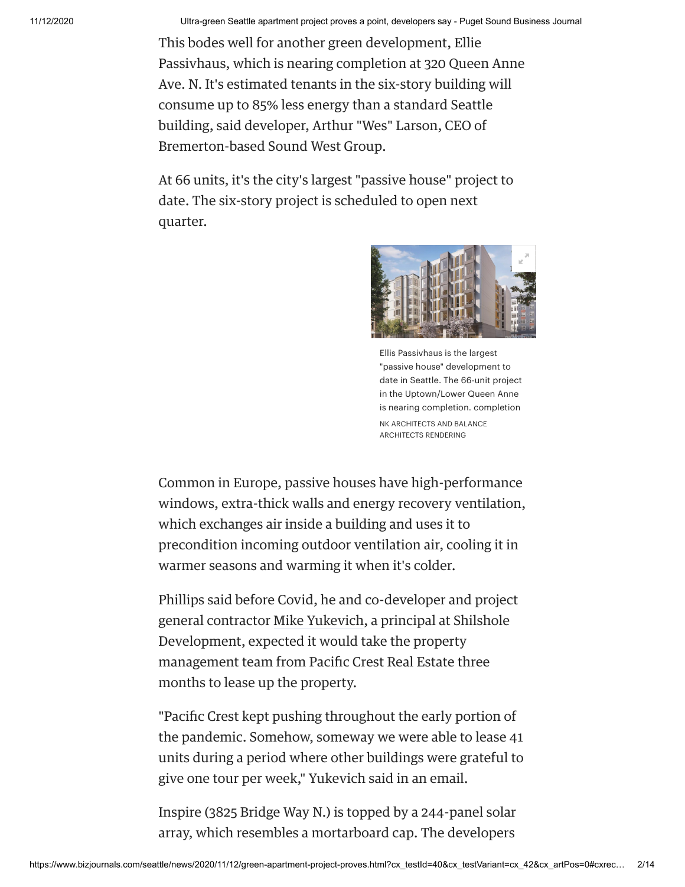This bodes well for another green development, Ellie Passivhaus, which is nearing completion at 320 Queen Anne Ave. N. It's estimated tenants in the six-story building will consume up to 85% less energy than a standard Seattle building, said developer, Arthur "Wes" Larson, CEO of Bremerton-based Sound West Group.

At 66 units, it's the city's largest "passive house" project to date. The six-story project is scheduled to open next quarter.

Ellis Passivhaus is the largest "passive house" development to date in Seattle. The 66-unit project in the Uptown/Lower Queen Anne is nearing completion. completion

NK ARCHITECTS AND BALANCE ARCHITECTS RENDERING

Common in Europe, passive houses have high-performance windows, extra-thick walls and energy recovery ventilation, which exchanges air inside a building and uses it to precondition incoming outdoor ventilation air, cooling it in warmer seasons and warming it when it's colder.

Phillips said before Covid, he and co-developer and project general contractor Mike Yukevich, a principal at Shilshole Development, expected it would take the property management team from Pacific Crest Real Estate three months to lease up the property.

"Pacific Crest kept pushing throughout the early portion of the pandemic. Somehow, someway we were able to lease 41 units during a period where other buildings were grateful to give one tour per week," Yukevich said in an email.

Inspire (3825 Bridge Way N.) is topped by a 244-panel solar array, which resembles a mortarboard cap. The developers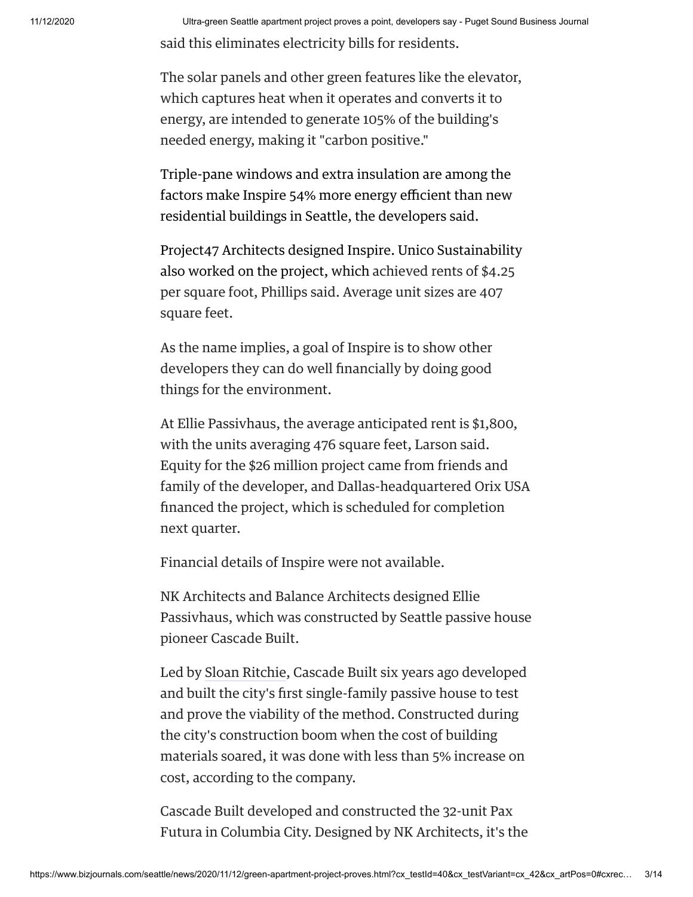said this eliminates electricity bills for residents.

The solar panels and other green features like the elevator, which captures heat when it operates and converts it to energy, are intended to generate 105% of the building's needed energy, making it "carbon positive."

Triple-pane windows and extra insulation are among the factors make Inspire 54% more energy efficient than new residential buildings in Seattle, the developers said.

Project47 Architects designed Inspire. Unico Sustainability also worked on the project, which achieved rents of $4.25 per square foot, Phillips said. Average unit sizes are 407 square feet.

As the name implies, a goal of Inspire is to show other developers they can do well financially by doing good things for the environment.

At Ellie Passivhaus, the average anticipated rent is $1,800, with the units averaging 476 square feet, Larson said. Equity for the $26 million project came from friends and family of the developer, and Dallas-headquartered Orix USA financed the project, which is scheduled for completion next quarter.

Financial details of Inspire were not available.

NK Architects and Balance Architects designed Ellie Passivhaus, which was constructed by Seattle passive house pioneer Cascade Built.

Led by Sloan Ritchie, Cascade Built six years ago developed and built the city's first single-family passive house to test and prove the viability of the method. Constructed during the city's construction boom when the cost of building materials soared, it was done with less than 5% increase on cost, according to the company.

Cascade Built developed and constructed the 32-unit Pax Futura in Columbia City. Designed by NK Architects, it's the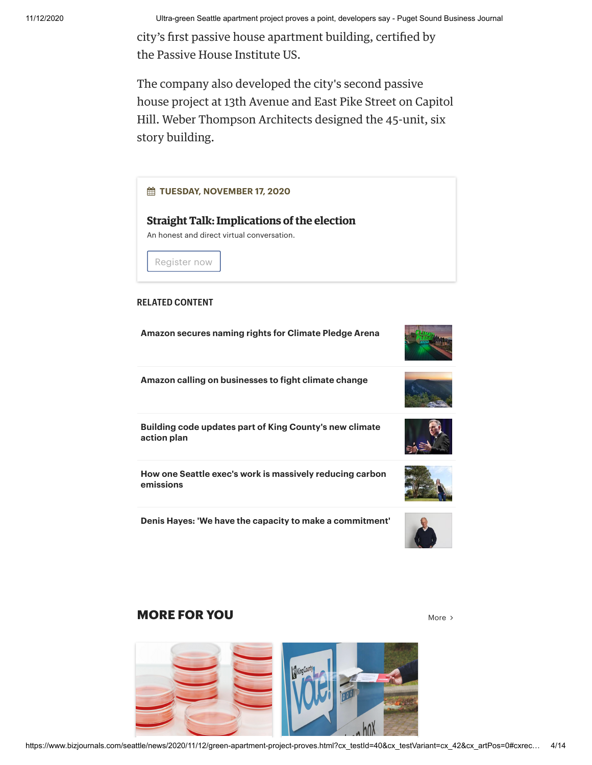city's first passive house apartment building, certified by the Passive House Institute US.

The company also developed the city's second passive house project at 13th Avenue and East Pike Street on Capitol Hill. Weber Thompson Architects designed the 45-unit, six story building.

**TUESDAY, NOVEMBER 17, 2020**

**Straight Talk: Implications of the election**

An honest and direct virtual conversation.

Register now

## RELATED CONTENT

**Amazon secures naming rights for Climate Pledge Arena**

**Amazon calling on businesses to fight climate change**

**Building code updates part of King County's new climate action plan**

**How one Seattle exec's work is massively reducing carbon emissions**

**Denis Hayes: 'We have the capacity to make a commitment'**

## MORE FOR YOU

More ›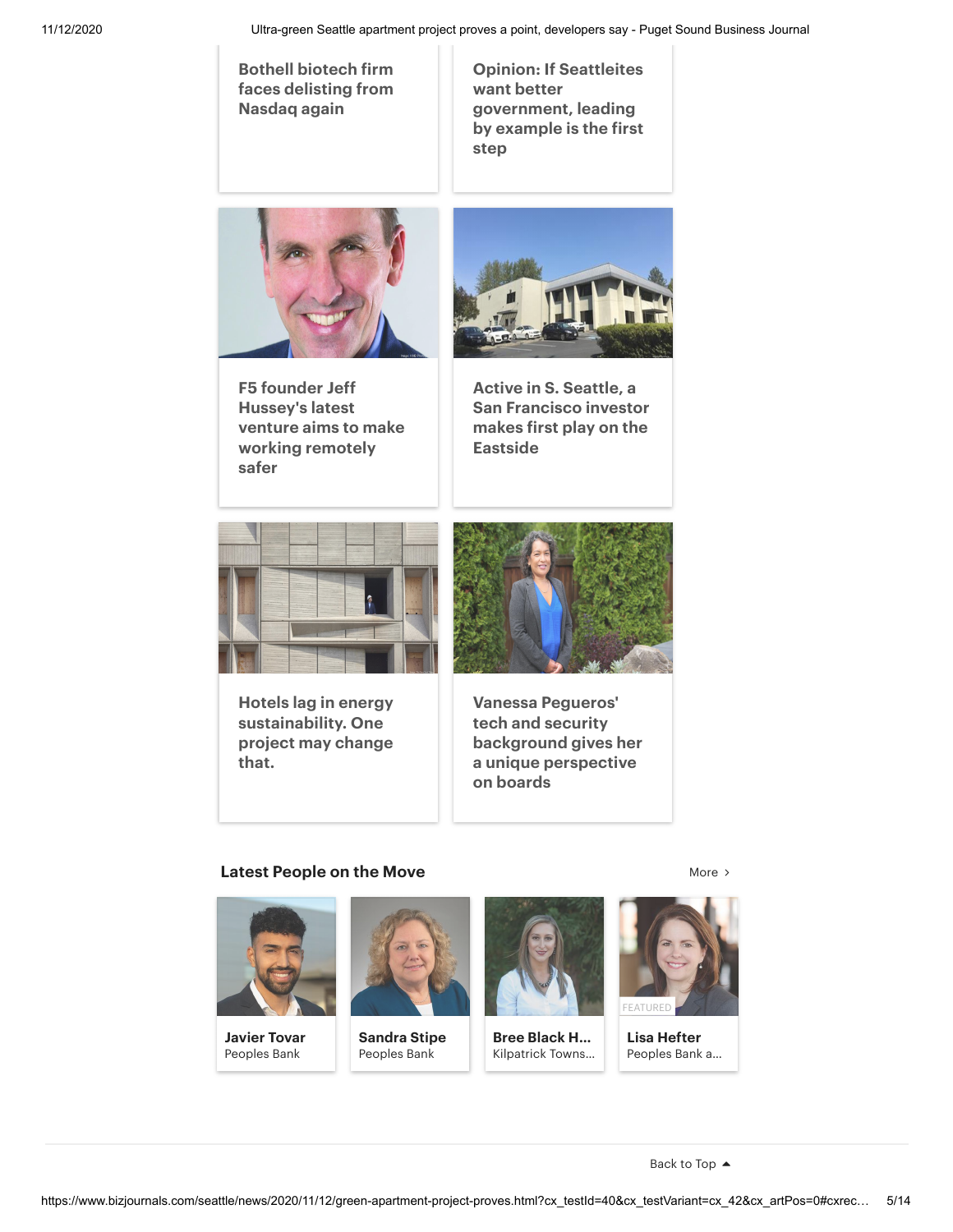Bothell biotech firm faces delisting from Nasdaq again

Opinion: If Seattleites want better government, leading by example is the first step

F5 founder Jeff Hussey's latest venture aims to make working remotely safer

Active in S. Seattle, a San Francisco investor makes first play on the Eastside

Hotels lag in energy sustainability. One project may change that.

Vanessa Pegueros' tech and security background gives her a unique perspective on boards

## Latest People on the Move

More ›

**Javier Tovar**
Peoples Bank

**Sandra Stipe**
Peoples Bank

**Bree Black H...**
Kilpatrick Towns...

FEATURED
**Lisa Hefter**
Peoples Bank a...

Back to Top ▲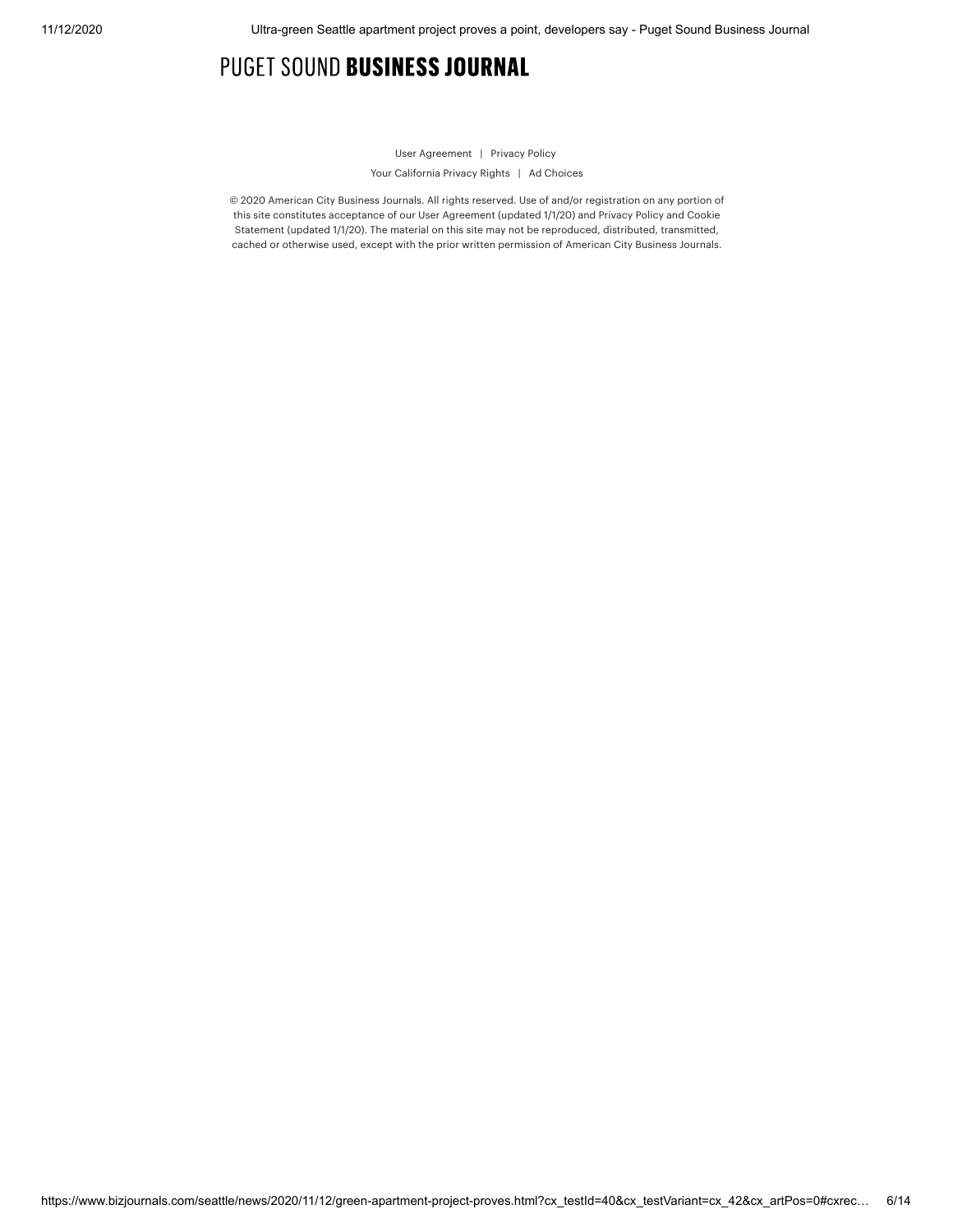PUGET SOUND **BUSINESS JOURNAL**

User Agreement | Privacy Policy

Your California Privacy Rights | Ad Choices

© 2020 American City Business Journals. All rights reserved. Use of and/or registration on any portion of this site constitutes acceptance of our User Agreement (updated 1/1/20) and Privacy Policy and Cookie Statement (updated 1/1/20). The material on this site may not be reproduced, distributed, transmitted, cached or otherwise used, except with the prior written permission of American City Business Journals.